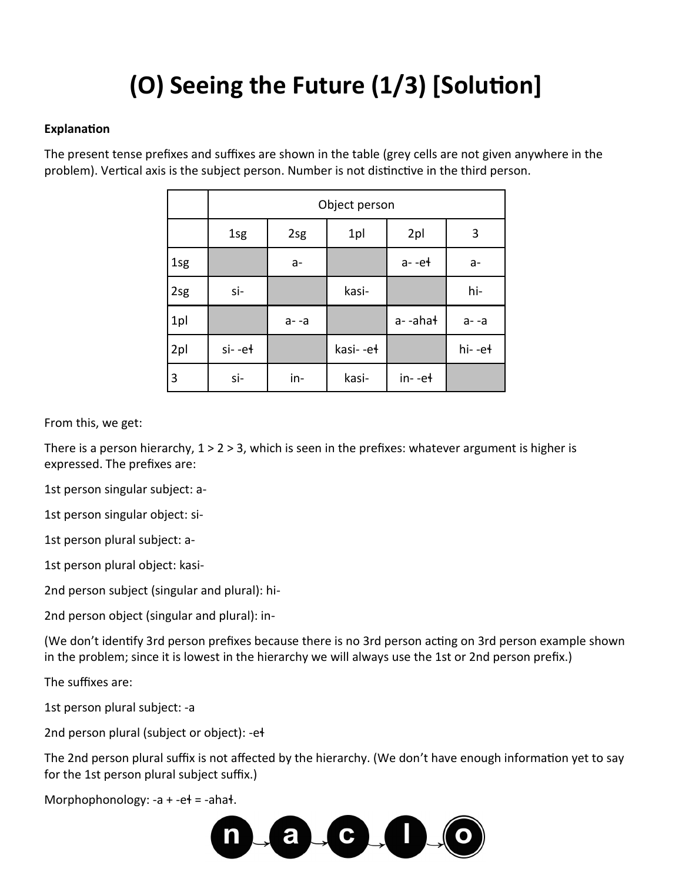# (O) Seeing the Future (1/3) [Solution]

**Explanation**

The present tense prefixes and suffixes are shown in the table (grey cells are not given anywhere in the problem). Vertical axis is the subject person. Number is not distinctive in the third person.

| | Object person | | | | |
|---|---|---|---|---|---|
| | 1sg | 2sg | 1pl | 2pl | 3 |
| 1sg | | a- | | a- -eɫ | a- |
| 2sg | si- | | kasi- | | hi- |
| 1pl | | a- -a | | a- -ahaɫ | a- -a |
| 2pl | si- -eɫ | | kasi- -eɫ | | hi- -eɫ |
| 3 | si- | in- | kasi- | in- -eɫ | |

From this, we get:

There is a person hierarchy, 1 > 2 > 3, which is seen in the prefixes: whatever argument is higher is expressed. The prefixes are:

1st person singular subject: a-

1st person singular object: si-

1st person plural subject: a-

1st person plural object: kasi-

2nd person subject (singular and plural): hi-

2nd person object (singular and plural): in-

(We don't identify 3rd person prefixes because there is no 3rd person acting on 3rd person example shown in the problem; since it is lowest in the hierarchy we will always use the 1st or 2nd person prefix.)

The suffixes are:

1st person plural subject: -a

2nd person plural (subject or object): -eɫ

The 2nd person plural suffix is not affected by the hierarchy. (We don't have enough information yet to say for the 1st person plural subject suffix.)

Morphophonology: -a + -eɫ = -ahaɫ.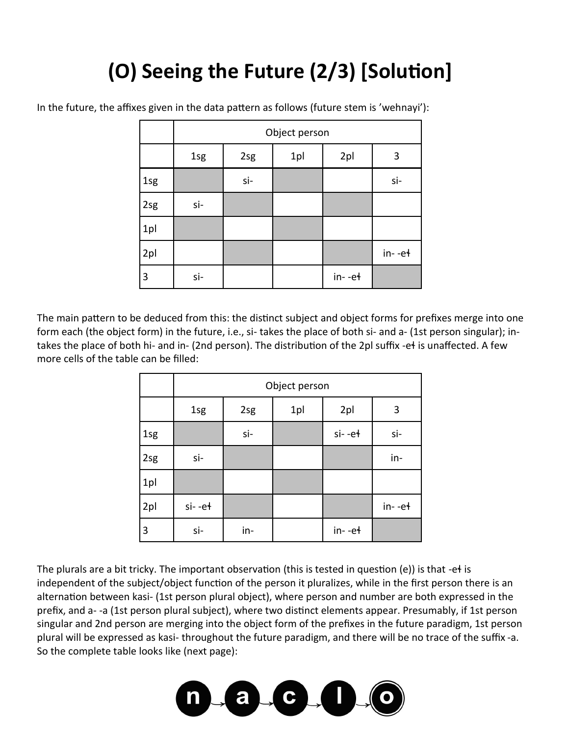# (O) Seeing the Future (2/3) [Solution]

In the future, the affixes given in the data pattern as follows (future stem is 'wehnayi'):

| | Object person | | | | |
|---|---|---|---|---|---|
| | 1sg | 2sg | 1pl | 2pl | 3 |
| 1sg | | si- | | | si- |
| 2sg | si- | | | | |
| 1pl | | | | | |
| 2pl | | | | | in- -eɬ |
| 3 | si- | | | in- -eɬ | |

The main pattern to be deduced from this: the distinct subject and object forms for prefixes merge into one form each (the object form) in the future, i.e., si- takes the place of both si- and a- (1st person singular); in- takes the place of both hi- and in- (2nd person). The distribution of the 2pl suffix -eɬ is unaffected. A few more cells of the table can be filled:

| | Object person | | | | |
|---|---|---|---|---|---|
| | 1sg | 2sg | 1pl | 2pl | 3 |
| 1sg | | si- | | si- -eɬ | si- |
| 2sg | si- | | | | in- |
| 1pl | | | | | |
| 2pl | si- -eɬ | | | | in- -eɬ |
| 3 | si- | in- | | in- -eɬ | |

The plurals are a bit tricky. The important observation (this is tested in question (e)) is that -eɬ is independent of the subject/object function of the person it pluralizes, while in the first person there is an alternation between kasi- (1st person plural object), where person and number are both expressed in the prefix, and a- -a (1st person plural subject), where two distinct elements appear. Presumably, if 1st person singular and 2nd person are merging into the object form of the prefixes in the future paradigm, 1st person plural will be expressed as kasi- throughout the future paradigm, and there will be no trace of the suffix -a. So the complete table looks like (next page):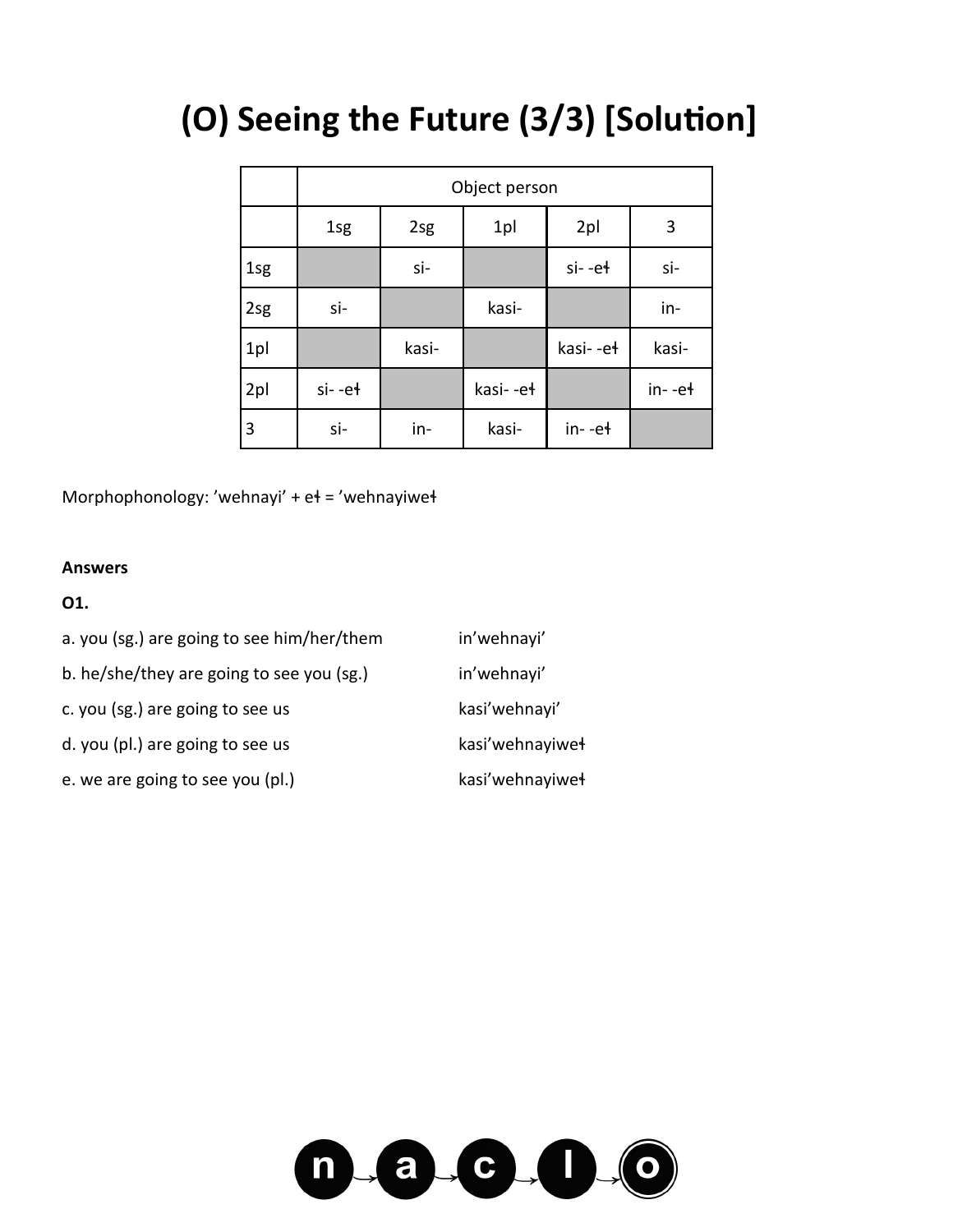# (O) Seeing the Future (3/3) [Solution]

| | Object person | | | | |
|---|---|---|---|---|---|
| | 1sg | 2sg | 1pl | 2pl | 3 |
| 1sg | | si- | | si- -eɬ | si- |
| 2sg | si- | | kasi- | | in- |
| 1pl | | kasi- | | kasi- -eɬ | kasi- |
| 2pl | si- -eɬ | | kasi- -eɬ | | in- -eɬ |
| 3 | si- | in- | kasi- | in- -eɬ | |

Morphophonology: ’wehnayi’ + eɬ = ’wehnayiweɬ

**Answers**

**O1.**

a. you (sg.) are going to see him/her/them — in’wehnayi’

b. he/she/they are going to see you (sg.) — in’wehnayi’

c. you (sg.) are going to see us — kasi’wehnayi’

d. you (pl.) are going to see us — kasi’wehnayiweɬ

e. we are going to see you (pl.) — kasi’wehnayiweɬ